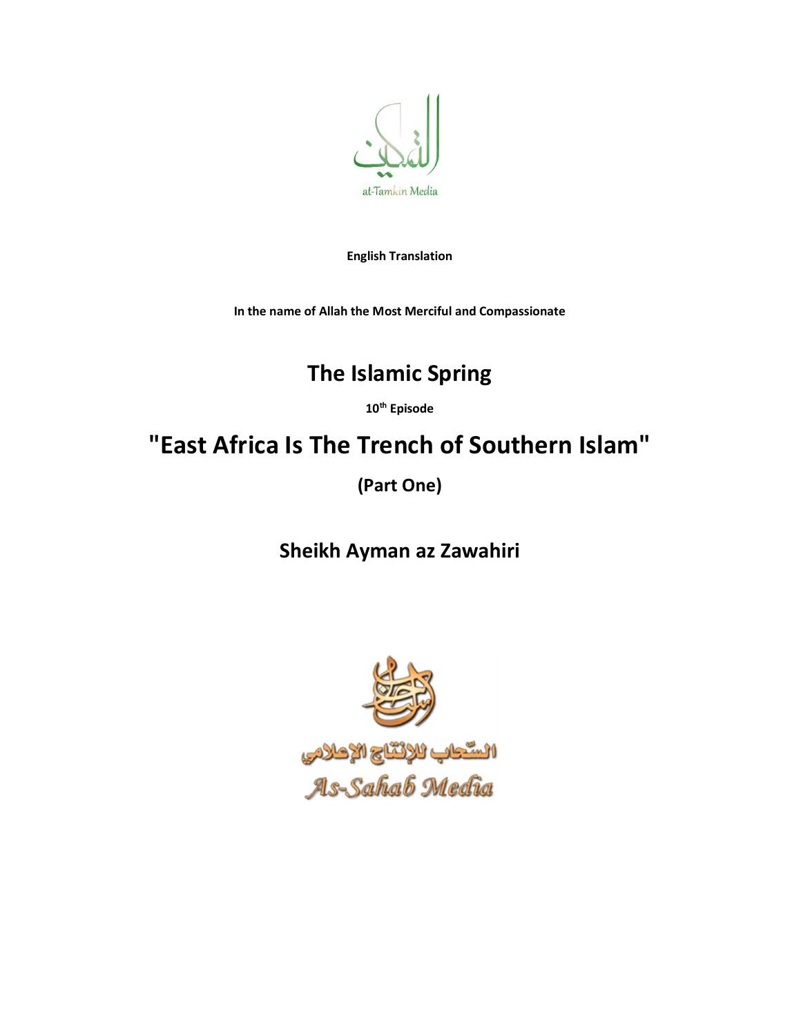التمكين

at-Tamkin Media

**English Translation**

**In the name of Allah the Most Merciful and Compassionate**

# The Islamic Spring

**10th Episode**

# "East Africa Is The Trench of Southern Islam"

## (Part One)

## Sheikh Ayman az Zawahiri

السّحاب للإنتاج الإعلامي

As-Sahab Media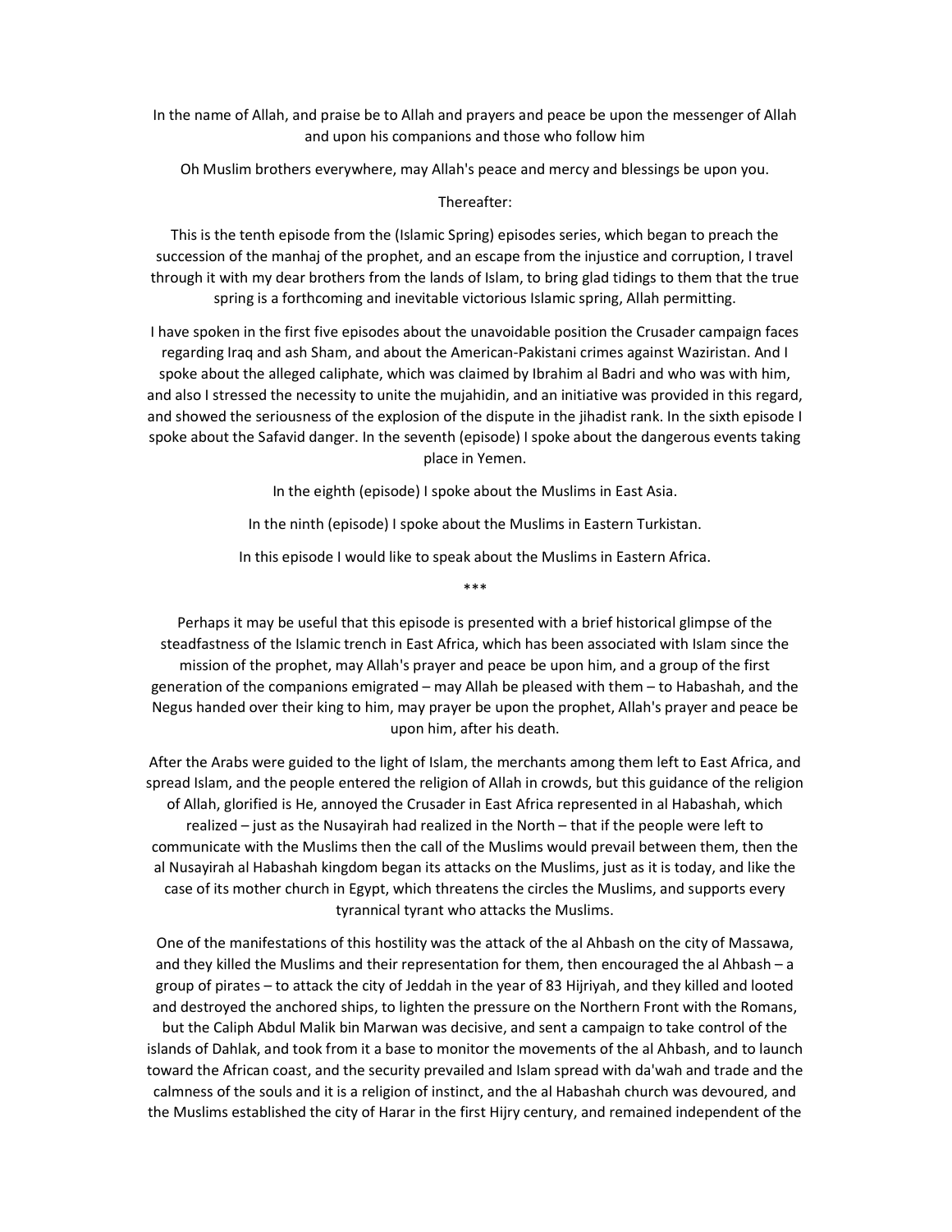In the name of Allah, and praise be to Allah and prayers and peace be upon the messenger of Allah and upon his companions and those who follow him

Oh Muslim brothers everywhere, may Allah's peace and mercy and blessings be upon you.

Thereafter:

This is the tenth episode from the (Islamic Spring) episodes series, which began to preach the succession of the manhaj of the prophet, and an escape from the injustice and corruption, I travel through it with my dear brothers from the lands of Islam, to bring glad tidings to them that the true spring is a forthcoming and inevitable victorious Islamic spring, Allah permitting.

I have spoken in the first five episodes about the unavoidable position the Crusader campaign faces regarding Iraq and ash Sham, and about the American-Pakistani crimes against Waziristan. And I spoke about the alleged caliphate, which was claimed by Ibrahim al Badri and who was with him, and also I stressed the necessity to unite the mujahidin, and an initiative was provided in this regard, and showed the seriousness of the explosion of the dispute in the jihadist rank. In the sixth episode I spoke about the Safavid danger. In the seventh (episode) I spoke about the dangerous events taking place in Yemen.

In the eighth (episode) I spoke about the Muslims in East Asia.

In the ninth (episode) I spoke about the Muslims in Eastern Turkistan.

In this episode I would like to speak about the Muslims in Eastern Africa.

***

Perhaps it may be useful that this episode is presented with a brief historical glimpse of the steadfastness of the Islamic trench in East Africa, which has been associated with Islam since the mission of the prophet, may Allah's prayer and peace be upon him, and a group of the first generation of the companions emigrated – may Allah be pleased with them – to Habashah, and the Negus handed over their king to him, may prayer be upon the prophet, Allah's prayer and peace be upon him, after his death.

After the Arabs were guided to the light of Islam, the merchants among them left to East Africa, and spread Islam, and the people entered the religion of Allah in crowds, but this guidance of the religion of Allah, glorified is He, annoyed the Crusader in East Africa represented in al Habashah, which realized – just as the Nusayirah had realized in the North – that if the people were left to communicate with the Muslims then the call of the Muslims would prevail between them, then the al Nusayirah al Habashah kingdom began its attacks on the Muslims, just as it is today, and like the case of its mother church in Egypt, which threatens the circles the Muslims, and supports every tyrannical tyrant who attacks the Muslims.

One of the manifestations of this hostility was the attack of the al Ahbash on the city of Massawa, and they killed the Muslims and their representation for them, then encouraged the al Ahbash – a group of pirates – to attack the city of Jeddah in the year of 83 Hijriyah, and they killed and looted and destroyed the anchored ships, to lighten the pressure on the Northern Front with the Romans, but the Caliph Abdul Malik bin Marwan was decisive, and sent a campaign to take control of the islands of Dahlak, and took from it a base to monitor the movements of the al Ahbash, and to launch toward the African coast, and the security prevailed and Islam spread with da'wah and trade and the calmness of the souls and it is a religion of instinct, and the al Habashah church was devoured, and the Muslims established the city of Harar in the first Hijry century, and remained independent of the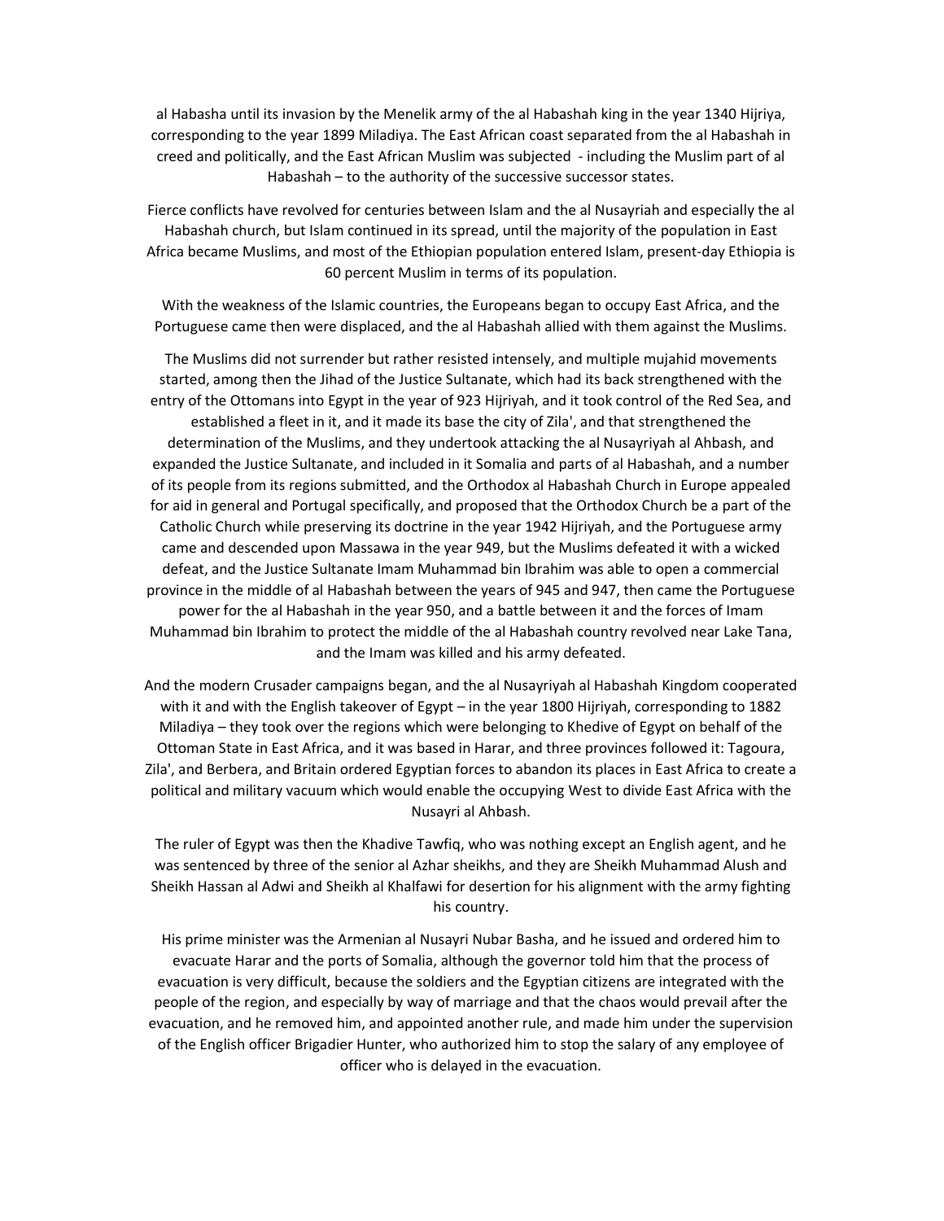al Habasha until its invasion by the Menelik army of the al Habashah king in the year 1340 Hijriya, corresponding to the year 1899 Miladiya. The East African coast separated from the al Habashah in creed and politically, and the East African Muslim was subjected - including the Muslim part of al Habashah – to the authority of the successive successor states.

Fierce conflicts have revolved for centuries between Islam and the al Nusayriah and especially the al Habashah church, but Islam continued in its spread, until the majority of the population in East Africa became Muslims, and most of the Ethiopian population entered Islam, present-day Ethiopia is 60 percent Muslim in terms of its population.

With the weakness of the Islamic countries, the Europeans began to occupy East Africa, and the Portuguese came then were displaced, and the al Habashah allied with them against the Muslims.

The Muslims did not surrender but rather resisted intensely, and multiple mujahid movements started, among then the Jihad of the Justice Sultanate, which had its back strengthened with the entry of the Ottomans into Egypt in the year of 923 Hijriyah, and it took control of the Red Sea, and established a fleet in it, and it made its base the city of Zila', and that strengthened the determination of the Muslims, and they undertook attacking the al Nusayriyah al Ahbash, and expanded the Justice Sultanate, and included in it Somalia and parts of al Habashah, and a number of its people from its regions submitted, and the Orthodox al Habashah Church in Europe appealed for aid in general and Portugal specifically, and proposed that the Orthodox Church be a part of the Catholic Church while preserving its doctrine in the year 1942 Hijriyah, and the Portuguese army came and descended upon Massawa in the year 949, but the Muslims defeated it with a wicked defeat, and the Justice Sultanate Imam Muhammad bin Ibrahim was able to open a commercial province in the middle of al Habashah between the years of 945 and 947, then came the Portuguese power for the al Habashah in the year 950, and a battle between it and the forces of Imam Muhammad bin Ibrahim to protect the middle of the al Habashah country revolved near Lake Tana, and the Imam was killed and his army defeated.

And the modern Crusader campaigns began, and the al Nusayriyah al Habashah Kingdom cooperated with it and with the English takeover of Egypt – in the year 1800 Hijriyah, corresponding to 1882 Miladiya – they took over the regions which were belonging to Khedive of Egypt on behalf of the Ottoman State in East Africa, and it was based in Harar, and three provinces followed it: Tagoura, Zila', and Berbera, and Britain ordered Egyptian forces to abandon its places in East Africa to create a political and military vacuum which would enable the occupying West to divide East Africa with the Nusayri al Ahbash.

The ruler of Egypt was then the Khadive Tawfiq, who was nothing except an English agent, and he was sentenced by three of the senior al Azhar sheikhs, and they are Sheikh Muhammad Alush and Sheikh Hassan al Adwi and Sheikh al Khalfawi for desertion for his alignment with the army fighting his country.

His prime minister was the Armenian al Nusayri Nubar Basha, and he issued and ordered him to evacuate Harar and the ports of Somalia, although the governor told him that the process of evacuation is very difficult, because the soldiers and the Egyptian citizens are integrated with the people of the region, and especially by way of marriage and that the chaos would prevail after the evacuation, and he removed him, and appointed another rule, and made him under the supervision of the English officer Brigadier Hunter, who authorized him to stop the salary of any employee of officer who is delayed in the evacuation.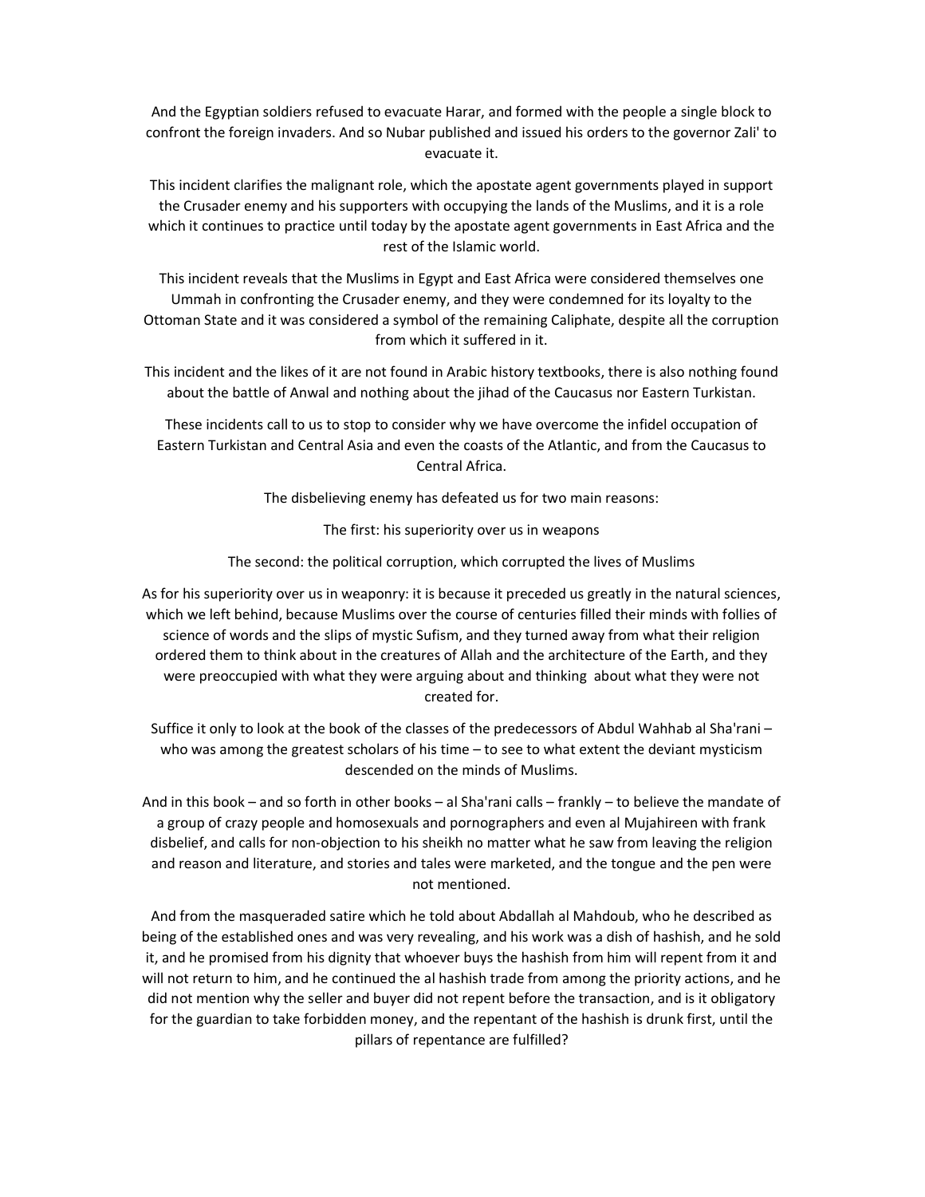And the Egyptian soldiers refused to evacuate Harar, and formed with the people a single block to confront the foreign invaders. And so Nubar published and issued his orders to the governor Zali' to evacuate it.

This incident clarifies the malignant role, which the apostate agent governments played in support the Crusader enemy and his supporters with occupying the lands of the Muslims, and it is a role which it continues to practice until today by the apostate agent governments in East Africa and the rest of the Islamic world.

This incident reveals that the Muslims in Egypt and East Africa were considered themselves one Ummah in confronting the Crusader enemy, and they were condemned for its loyalty to the Ottoman State and it was considered a symbol of the remaining Caliphate, despite all the corruption from which it suffered in it.

This incident and the likes of it are not found in Arabic history textbooks, there is also nothing found about the battle of Anwal and nothing about the jihad of the Caucasus nor Eastern Turkistan.

These incidents call to us to stop to consider why we have overcome the infidel occupation of Eastern Turkistan and Central Asia and even the coasts of the Atlantic, and from the Caucasus to Central Africa.

The disbelieving enemy has defeated us for two main reasons:

The first: his superiority over us in weapons

The second: the political corruption, which corrupted the lives of Muslims

As for his superiority over us in weaponry: it is because it preceded us greatly in the natural sciences, which we left behind, because Muslims over the course of centuries filled their minds with follies of science of words and the slips of mystic Sufism, and they turned away from what their religion ordered them to think about in the creatures of Allah and the architecture of the Earth, and they were preoccupied with what they were arguing about and thinking about what they were not created for.

Suffice it only to look at the book of the classes of the predecessors of Abdul Wahhab al Sha'rani – who was among the greatest scholars of his time – to see to what extent the deviant mysticism descended on the minds of Muslims.

And in this book – and so forth in other books – al Sha'rani calls – frankly – to believe the mandate of a group of crazy people and homosexuals and pornographers and even al Mujahireen with frank disbelief, and calls for non-objection to his sheikh no matter what he saw from leaving the religion and reason and literature, and stories and tales were marketed, and the tongue and the pen were not mentioned.

And from the masqueraded satire which he told about Abdallah al Mahdoub, who he described as being of the established ones and was very revealing, and his work was a dish of hashish, and he sold it, and he promised from his dignity that whoever buys the hashish from him will repent from it and will not return to him, and he continued the al hashish trade from among the priority actions, and he did not mention why the seller and buyer did not repent before the transaction, and is it obligatory for the guardian to take forbidden money, and the repentant of the hashish is drunk first, until the pillars of repentance are fulfilled?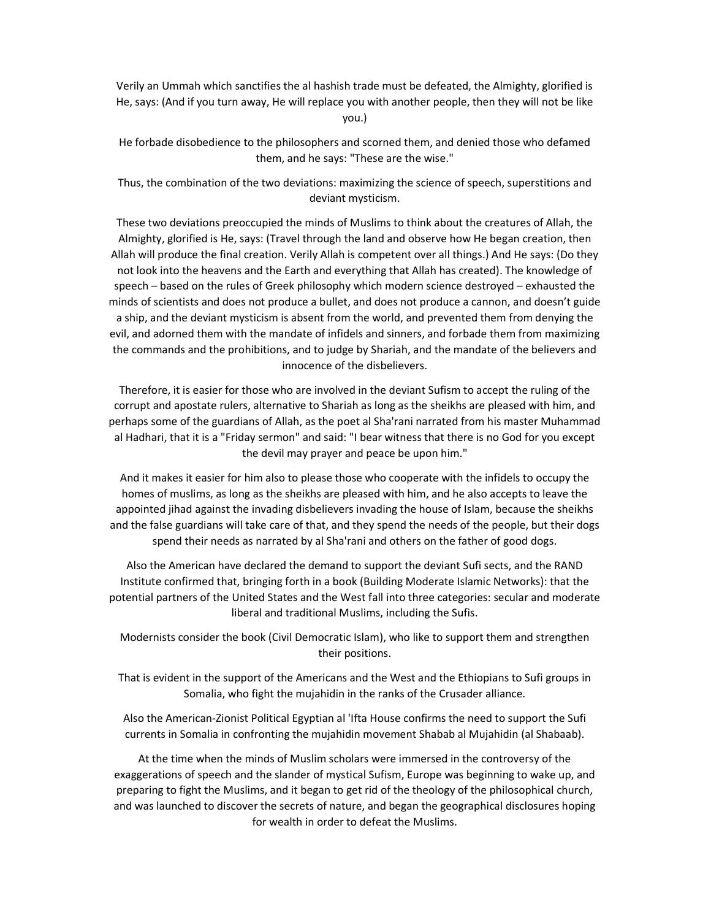Verily an Ummah which sanctifies the al hashish trade must be defeated, the Almighty, glorified is He, says: (And if you turn away, He will replace you with another people, then they will not be like you.)

He forbade disobedience to the philosophers and scorned them, and denied those who defamed them, and he says: "These are the wise."

Thus, the combination of the two deviations: maximizing the science of speech, superstitions and deviant mysticism.

These two deviations preoccupied the minds of Muslims to think about the creatures of Allah, the Almighty, glorified is He, says: (Travel through the land and observe how He began creation, then Allah will produce the final creation. Verily Allah is competent over all things.) And He says: (Do they not look into the heavens and the Earth and everything that Allah has created). The knowledge of speech – based on the rules of Greek philosophy which modern science destroyed – exhausted the minds of scientists and does not produce a bullet, and does not produce a cannon, and doesn't guide a ship, and the deviant mysticism is absent from the world, and prevented them from denying the evil, and adorned them with the mandate of infidels and sinners, and forbade them from maximizing the commands and the prohibitions, and to judge by Shariah, and the mandate of the believers and innocence of the disbelievers.

Therefore, it is easier for those who are involved in the deviant Sufism to accept the ruling of the corrupt and apostate rulers, alternative to Shariah as long as the sheikhs are pleased with him, and perhaps some of the guardians of Allah, as the poet al Sha'rani narrated from his master Muhammad al Hadhari, that it is a "Friday sermon" and said: "I bear witness that there is no God for you except the devil may prayer and peace be upon him."

And it makes it easier for him also to please those who cooperate with the infidels to occupy the homes of muslims, as long as the sheikhs are pleased with him, and he also accepts to leave the appointed jihad against the invading disbelievers invading the house of Islam, because the sheikhs and the false guardians will take care of that, and they spend the needs of the people, but their dogs spend their needs as narrated by al Sha'rani and others on the father of good dogs.

Also the American have declared the demand to support the deviant Sufi sects, and the RAND Institute confirmed that, bringing forth in a book (Building Moderate Islamic Networks): that the potential partners of the United States and the West fall into three categories: secular and moderate liberal and traditional Muslims, including the Sufis.

Modernists consider the book (Civil Democratic Islam), who like to support them and strengthen their positions.

That is evident in the support of the Americans and the West and the Ethiopians to Sufi groups in Somalia, who fight the mujahidin in the ranks of the Crusader alliance.

Also the American-Zionist Political Egyptian al 'Ifta House confirms the need to support the Sufi currents in Somalia in confronting the mujahidin movement Shabab al Mujahidin (al Shabaab).

At the time when the minds of Muslim scholars were immersed in the controversy of the exaggerations of speech and the slander of mystical Sufism, Europe was beginning to wake up, and preparing to fight the Muslims, and it began to get rid of the theology of the philosophical church, and was launched to discover the secrets of nature, and began the geographical disclosures hoping for wealth in order to defeat the Muslims.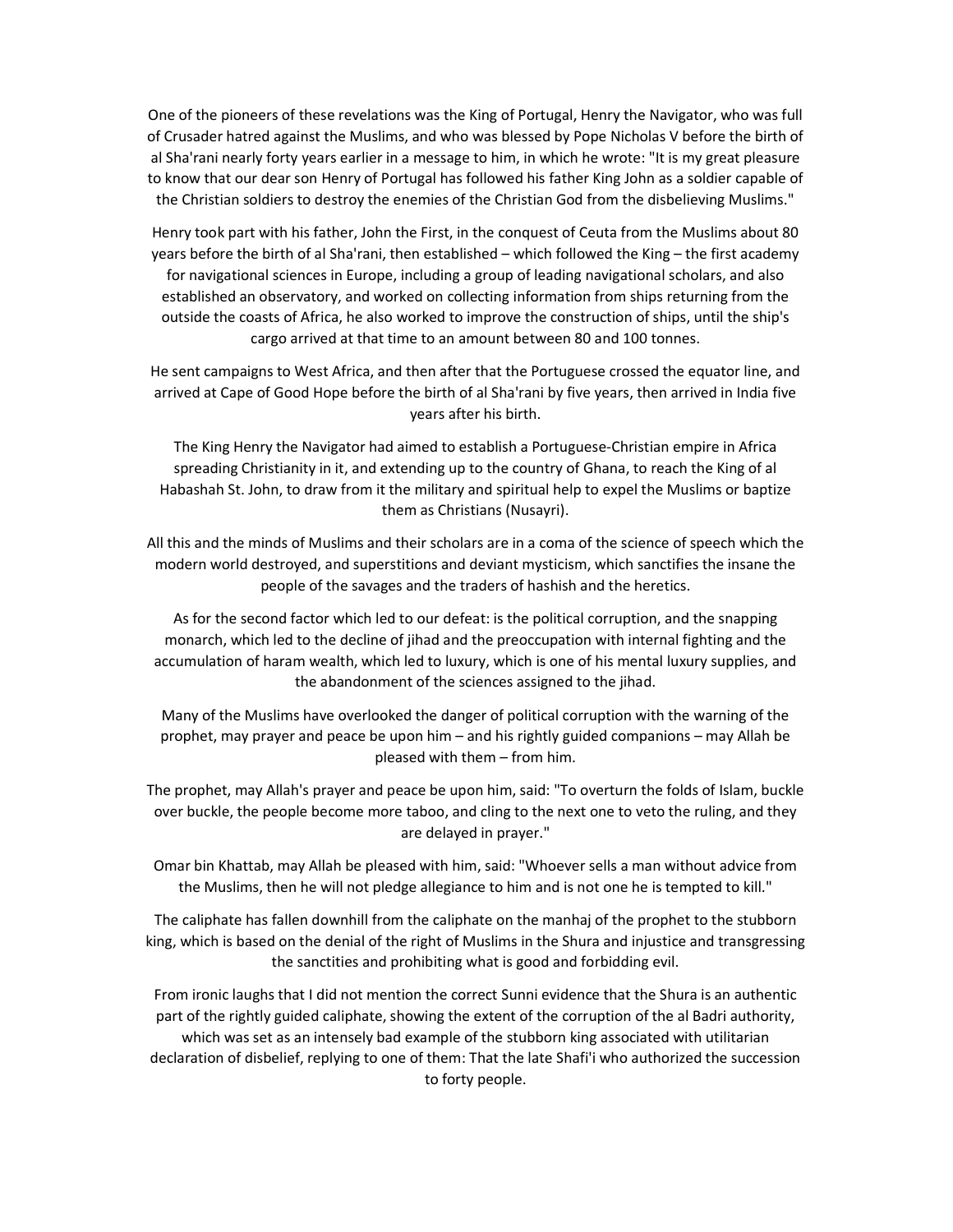One of the pioneers of these revelations was the King of Portugal, Henry the Navigator, who was full of Crusader hatred against the Muslims, and who was blessed by Pope Nicholas V before the birth of al Sha'rani nearly forty years earlier in a message to him, in which he wrote: "It is my great pleasure to know that our dear son Henry of Portugal has followed his father King John as a soldier capable of the Christian soldiers to destroy the enemies of the Christian God from the disbelieving Muslims."

Henry took part with his father, John the First, in the conquest of Ceuta from the Muslims about 80 years before the birth of al Sha'rani, then established – which followed the King – the first academy for navigational sciences in Europe, including a group of leading navigational scholars, and also established an observatory, and worked on collecting information from ships returning from the outside the coasts of Africa, he also worked to improve the construction of ships, until the ship's cargo arrived at that time to an amount between 80 and 100 tonnes.

He sent campaigns to West Africa, and then after that the Portuguese crossed the equator line, and arrived at Cape of Good Hope before the birth of al Sha'rani by five years, then arrived in India five years after his birth.

The King Henry the Navigator had aimed to establish a Portuguese-Christian empire in Africa spreading Christianity in it, and extending up to the country of Ghana, to reach the King of al Habashah St. John, to draw from it the military and spiritual help to expel the Muslims or baptize them as Christians (Nusayri).

All this and the minds of Muslims and their scholars are in a coma of the science of speech which the modern world destroyed, and superstitions and deviant mysticism, which sanctifies the insane the people of the savages and the traders of hashish and the heretics.

As for the second factor which led to our defeat: is the political corruption, and the snapping monarch, which led to the decline of jihad and the preoccupation with internal fighting and the accumulation of haram wealth, which led to luxury, which is one of his mental luxury supplies, and the abandonment of the sciences assigned to the jihad.

Many of the Muslims have overlooked the danger of political corruption with the warning of the prophet, may prayer and peace be upon him – and his rightly guided companions – may Allah be pleased with them – from him.

The prophet, may Allah's prayer and peace be upon him, said: "To overturn the folds of Islam, buckle over buckle, the people become more taboo, and cling to the next one to veto the ruling, and they are delayed in prayer."

Omar bin Khattab, may Allah be pleased with him, said: "Whoever sells a man without advice from the Muslims, then he will not pledge allegiance to him and is not one he is tempted to kill."

The caliphate has fallen downhill from the caliphate on the manhaj of the prophet to the stubborn king, which is based on the denial of the right of Muslims in the Shura and injustice and transgressing the sanctities and prohibiting what is good and forbidding evil.

From ironic laughs that I did not mention the correct Sunni evidence that the Shura is an authentic part of the rightly guided caliphate, showing the extent of the corruption of the al Badri authority, which was set as an intensely bad example of the stubborn king associated with utilitarian declaration of disbelief, replying to one of them: That the late Shafi'i who authorized the succession to forty people.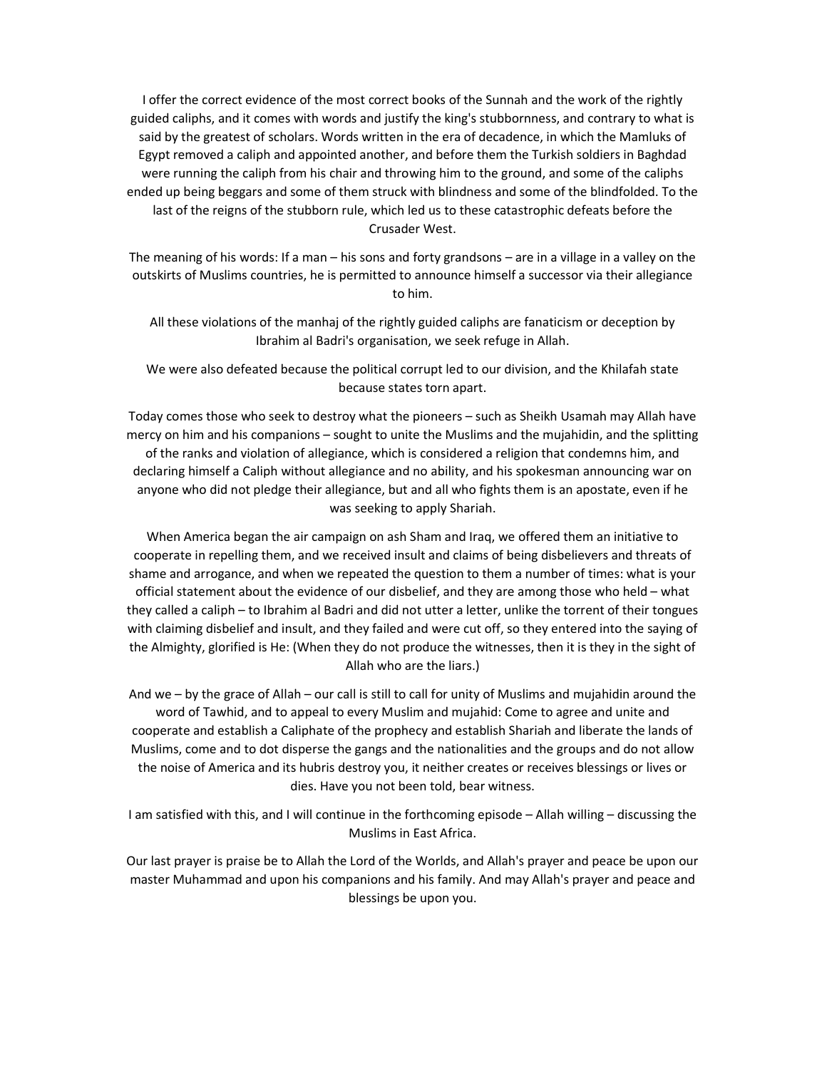I offer the correct evidence of the most correct books of the Sunnah and the work of the rightly guided caliphs, and it comes with words and justify the king's stubbornness, and contrary to what is said by the greatest of scholars. Words written in the era of decadence, in which the Mamluks of Egypt removed a caliph and appointed another, and before them the Turkish soldiers in Baghdad were running the caliph from his chair and throwing him to the ground, and some of the caliphs ended up being beggars and some of them struck with blindness and some of the blindfolded. To the last of the reigns of the stubborn rule, which led us to these catastrophic defeats before the Crusader West.

The meaning of his words: If a man – his sons and forty grandsons – are in a village in a valley on the outskirts of Muslims countries, he is permitted to announce himself a successor via their allegiance to him.

All these violations of the manhaj of the rightly guided caliphs are fanaticism or deception by Ibrahim al Badri's organisation, we seek refuge in Allah.

We were also defeated because the political corrupt led to our division, and the Khilafah state because states torn apart.

Today comes those who seek to destroy what the pioneers – such as Sheikh Usamah may Allah have mercy on him and his companions – sought to unite the Muslims and the mujahidin, and the splitting of the ranks and violation of allegiance, which is considered a religion that condemns him, and declaring himself a Caliph without allegiance and no ability, and his spokesman announcing war on anyone who did not pledge their allegiance, but and all who fights them is an apostate, even if he was seeking to apply Shariah.

When America began the air campaign on ash Sham and Iraq, we offered them an initiative to cooperate in repelling them, and we received insult and claims of being disbelievers and threats of shame and arrogance, and when we repeated the question to them a number of times: what is your official statement about the evidence of our disbelief, and they are among those who held – what they called a caliph – to Ibrahim al Badri and did not utter a letter, unlike the torrent of their tongues with claiming disbelief and insult, and they failed and were cut off, so they entered into the saying of the Almighty, glorified is He: (When they do not produce the witnesses, then it is they in the sight of Allah who are the liars.)

And we – by the grace of Allah – our call is still to call for unity of Muslims and mujahidin around the word of Tawhid, and to appeal to every Muslim and mujahid: Come to agree and unite and cooperate and establish a Caliphate of the prophecy and establish Shariah and liberate the lands of Muslims, come and to dot disperse the gangs and the nationalities and the groups and do not allow the noise of America and its hubris destroy you, it neither creates or receives blessings or lives or dies. Have you not been told, bear witness.

I am satisfied with this, and I will continue in the forthcoming episode – Allah willing – discussing the Muslims in East Africa.

Our last prayer is praise be to Allah the Lord of the Worlds, and Allah's prayer and peace be upon our master Muhammad and upon his companions and his family. And may Allah's prayer and peace and blessings be upon you.